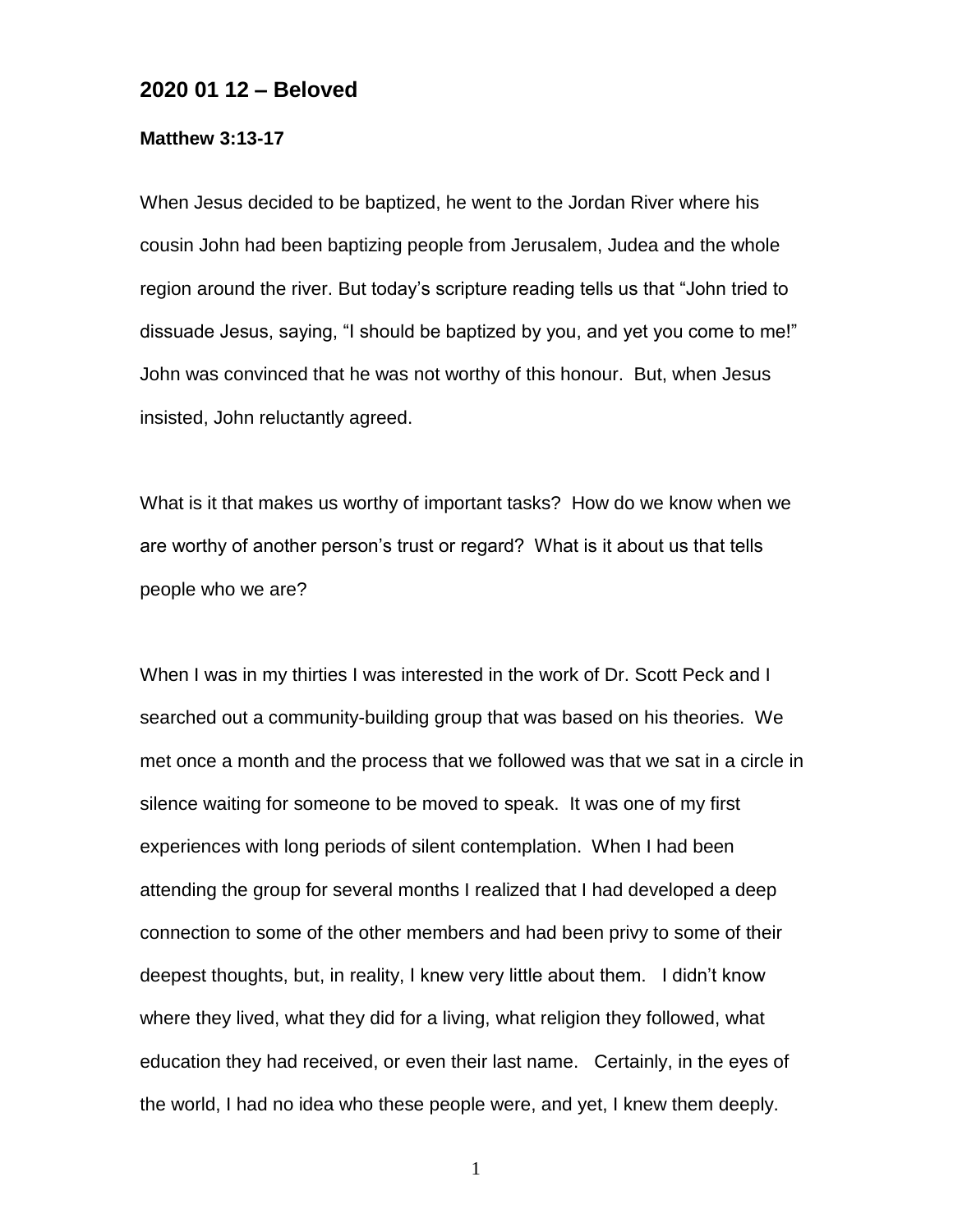## 2020 01 12 – Beloved

**Matthew 3:13-17**

When Jesus decided to be baptized, he went to the Jordan River where his cousin John had been baptizing people from Jerusalem, Judea and the whole region around the river. But today's scripture reading tells us that "John tried to dissuade Jesus, saying, "I should be baptized by you, and yet you come to me!" John was convinced that he was not worthy of this honour. But, when Jesus insisted, John reluctantly agreed.

What is it that makes us worthy of important tasks? How do we know when we are worthy of another person's trust or regard? What is it about us that tells people who we are?

When I was in my thirties I was interested in the work of Dr. Scott Peck and I searched out a community-building group that was based on his theories. We met once a month and the process that we followed was that we sat in a circle in silence waiting for someone to be moved to speak. It was one of my first experiences with long periods of silent contemplation. When I had been attending the group for several months I realized that I had developed a deep connection to some of the other members and had been privy to some of their deepest thoughts, but, in reality, I knew very little about them. I didn't know where they lived, what they did for a living, what religion they followed, what education they had received, or even their last name. Certainly, in the eyes of the world, I had no idea who these people were, and yet, I knew them deeply.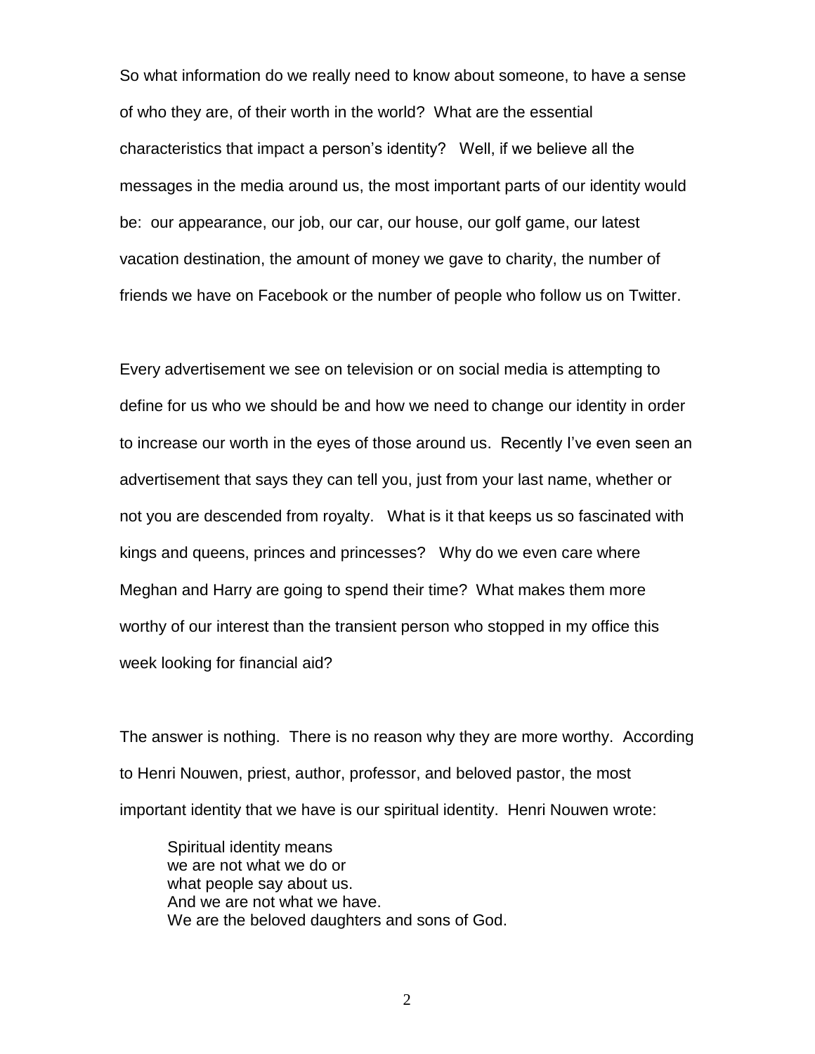So what information do we really need to know about someone, to have a sense of who they are, of their worth in the world? What are the essential characteristics that impact a person's identity? Well, if we believe all the messages in the media around us, the most important parts of our identity would be: our appearance, our job, our car, our house, our golf game, our latest vacation destination, the amount of money we gave to charity, the number of friends we have on Facebook or the number of people who follow us on Twitter.

Every advertisement we see on television or on social media is attempting to define for us who we should be and how we need to change our identity in order to increase our worth in the eyes of those around us. Recently I've even seen an advertisement that says they can tell you, just from your last name, whether or not you are descended from royalty. What is it that keeps us so fascinated with kings and queens, princes and princesses? Why do we even care where Meghan and Harry are going to spend their time? What makes them more worthy of our interest than the transient person who stopped in my office this week looking for financial aid?

The answer is nothing. There is no reason why they are more worthy. According to Henri Nouwen, priest, author, professor, and beloved pastor, the most important identity that we have is our spiritual identity. Henri Nouwen wrote:

> Spiritual identity means
> we are not what we do or
> what people say about us.
> And we are not what we have.
> We are the beloved daughters and sons of God.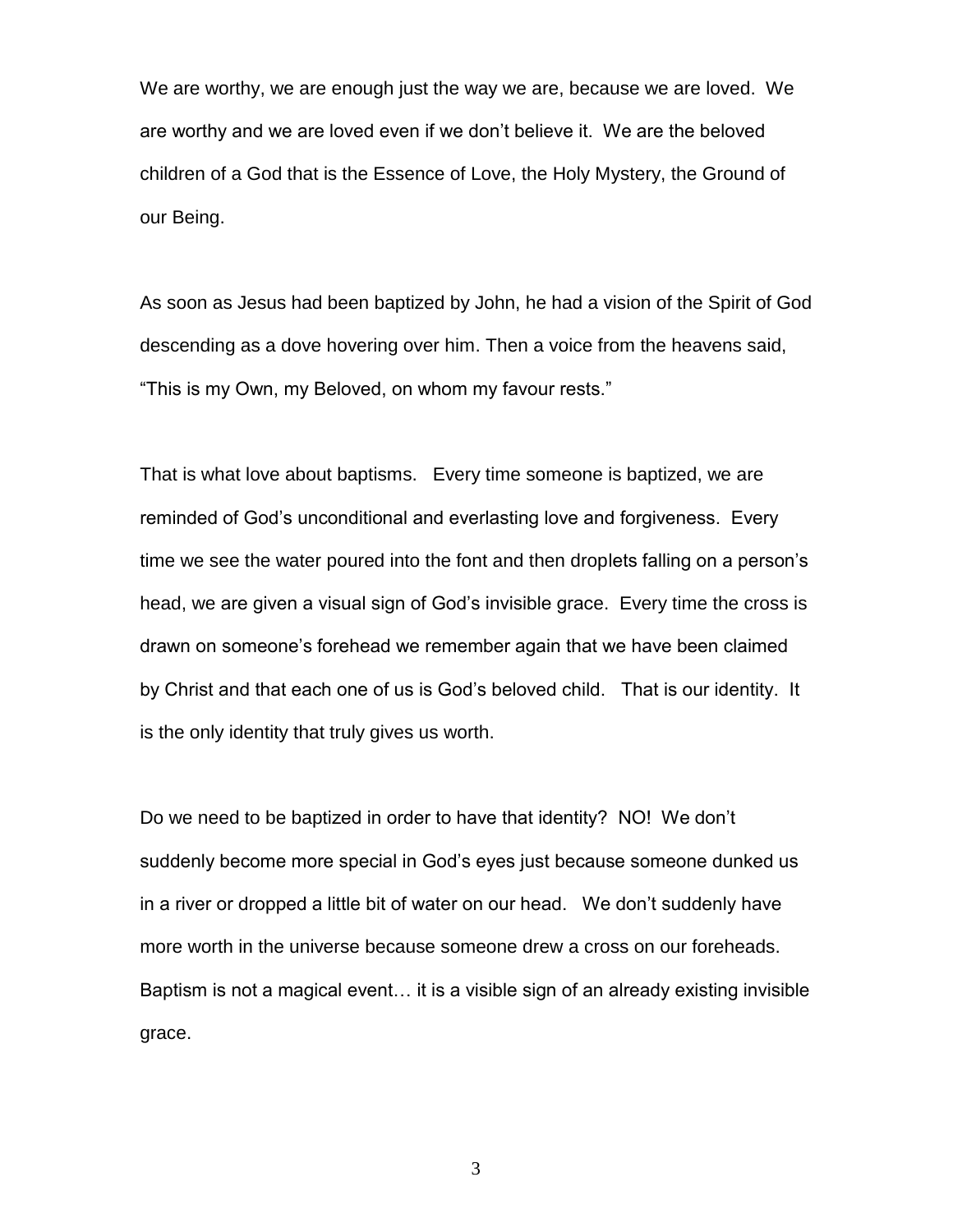We are worthy, we are enough just the way we are, because we are loved. We are worthy and we are loved even if we don't believe it. We are the beloved children of a God that is the Essence of Love, the Holy Mystery, the Ground of our Being.

As soon as Jesus had been baptized by John, he had a vision of the Spirit of God descending as a dove hovering over him. Then a voice from the heavens said, "This is my Own, my Beloved, on whom my favour rests."

That is what love about baptisms. Every time someone is baptized, we are reminded of God's unconditional and everlasting love and forgiveness. Every time we see the water poured into the font and then droplets falling on a person's head, we are given a visual sign of God's invisible grace. Every time the cross is drawn on someone's forehead we remember again that we have been claimed by Christ and that each one of us is God's beloved child. That is our identity. It is the only identity that truly gives us worth.

Do we need to be baptized in order to have that identity? NO! We don't suddenly become more special in God's eyes just because someone dunked us in a river or dropped a little bit of water on our head. We don't suddenly have more worth in the universe because someone drew a cross on our foreheads. Baptism is not a magical event… it is a visible sign of an already existing invisible grace.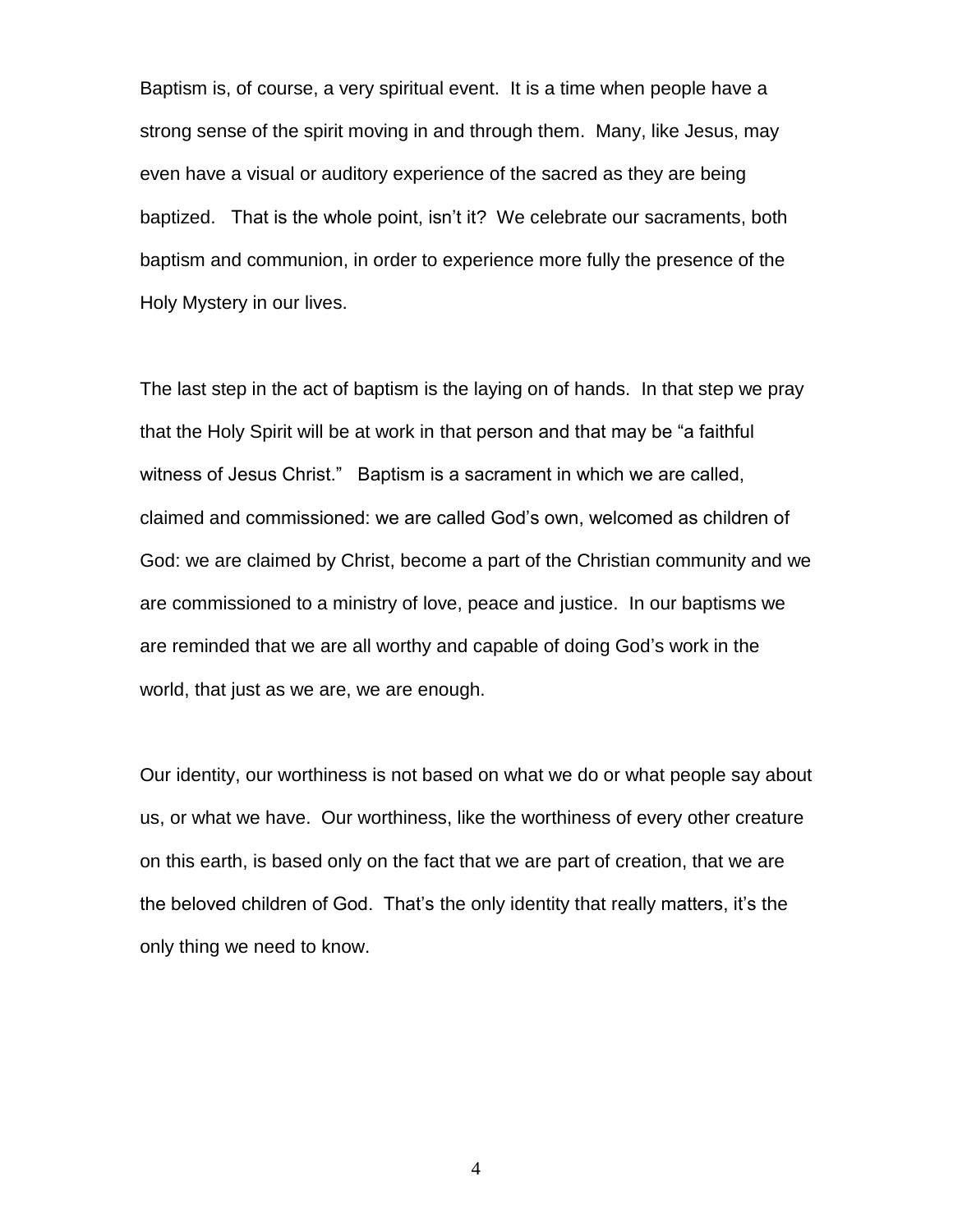Baptism is, of course, a very spiritual event. It is a time when people have a strong sense of the spirit moving in and through them. Many, like Jesus, may even have a visual or auditory experience of the sacred as they are being baptized. That is the whole point, isn't it? We celebrate our sacraments, both baptism and communion, in order to experience more fully the presence of the Holy Mystery in our lives.

The last step in the act of baptism is the laying on of hands. In that step we pray that the Holy Spirit will be at work in that person and that may be "a faithful witness of Jesus Christ." Baptism is a sacrament in which we are called, claimed and commissioned: we are called God's own, welcomed as children of God: we are claimed by Christ, become a part of the Christian community and we are commissioned to a ministry of love, peace and justice. In our baptisms we are reminded that we are all worthy and capable of doing God's work in the world, that just as we are, we are enough.

Our identity, our worthiness is not based on what we do or what people say about us, or what we have. Our worthiness, like the worthiness of every other creature on this earth, is based only on the fact that we are part of creation, that we are the beloved children of God. That's the only identity that really matters, it's the only thing we need to know.